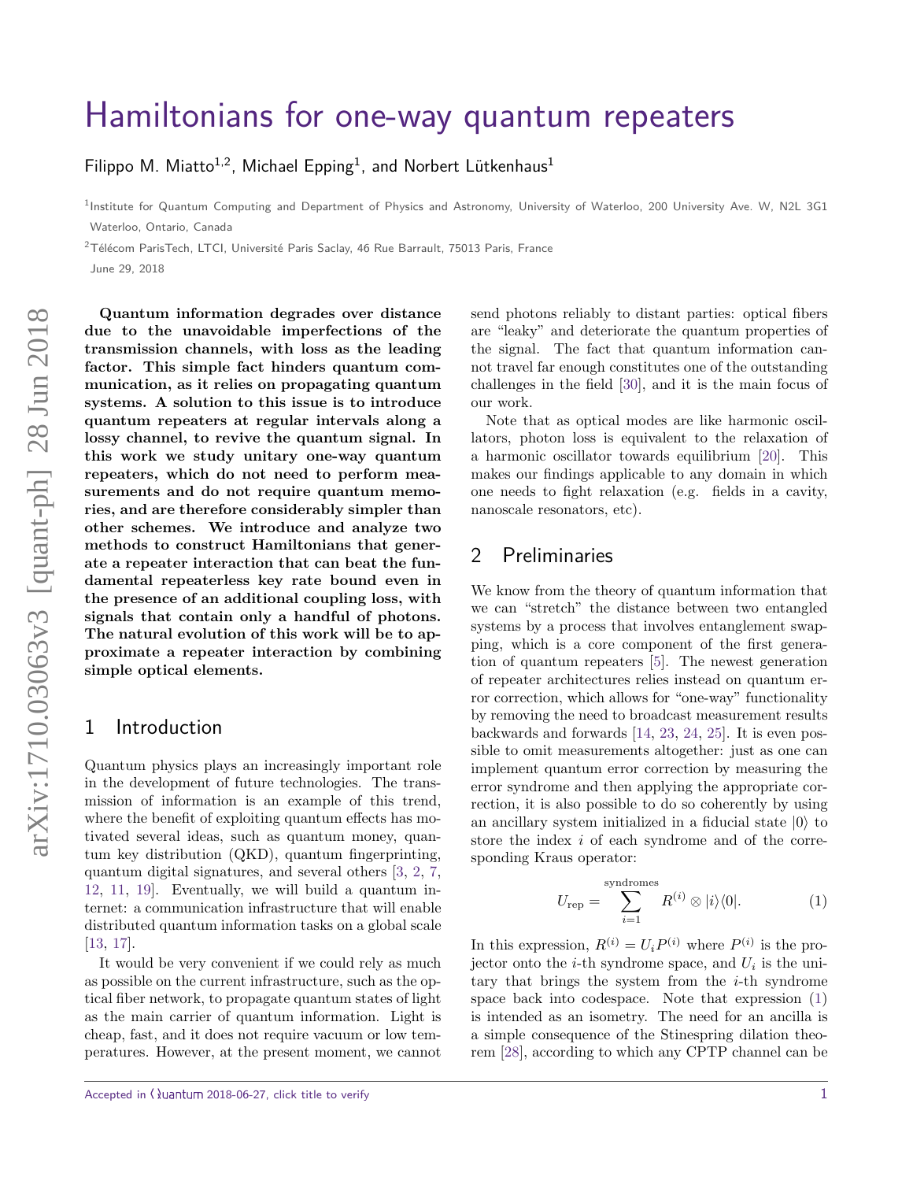# Hamiltonians for one-way quantum repeaters

Filippo M. Miatto[1,2], Michael Epping[1], and Norbert Lütkenhaus[1]

[1]Institute for Quantum Computing and Department of Physics and Astronomy, University of Waterloo, 200 University Ave. W, N2L 3G1 Waterloo, Ontario, Canada

[2]Télécom ParisTech, LTCI, Université Paris Saclay, 46 Rue Barrault, 75013 Paris, France

June 29, 2018

**Quantum information degrades over distance due to the unavoidable imperfections of the transmission channels, with loss as the leading factor. This simple fact hinders quantum communication, as it relies on propagating quantum systems. A solution to this issue is to introduce quantum repeaters at regular intervals along a lossy channel, to revive the quantum signal. In this work we study unitary one-way quantum repeaters, which do not need to perform measurements and do not require quantum memories, and are therefore considerably simpler than other schemes. We introduce and analyze two methods to construct Hamiltonians that generate a repeater interaction that can beat the fundamental repeaterless key rate bound even in the presence of an additional coupling loss, with signals that contain only a handful of photons. The natural evolution of this work will be to approximate a repeater interaction by combining simple optical elements.**

## 1 Introduction

Quantum physics plays an increasingly important role in the development of future technologies. The transmission of information is an example of this trend, where the benefit of exploiting quantum effects has motivated several ideas, such as quantum money, quantum key distribution (QKD), quantum fingerprinting, quantum digital signatures, and several others [3, 2, 7, 12, 11, 19]. Eventually, we will build a quantum internet: a communication infrastructure that will enable distributed quantum information tasks on a global scale [13, 17].

It would be very convenient if we could rely as much as possible on the current infrastructure, such as the optical fiber network, to propagate quantum states of light as the main carrier of quantum information. Light is cheap, fast, and it does not require vacuum or low temperatures. However, at the present moment, we cannot send photons reliably to distant parties: optical fibers are "leaky" and deteriorate the quantum properties of the signal. The fact that quantum information cannot travel far enough constitutes one of the outstanding challenges in the field [30], and it is the main focus of our work.

Note that as optical modes are like harmonic oscillators, photon loss is equivalent to the relaxation of a harmonic oscillator towards equilibrium [20]. This makes our findings applicable to any domain in which one needs to fight relaxation (e.g. fields in a cavity, nanoscale resonators, etc).

## 2 Preliminaries

We know from the theory of quantum information that we can "stretch" the distance between two entangled systems by a process that involves entanglement swapping, which is a core component of the first generation of quantum repeaters [5]. The newest generation of repeater architectures relies instead on quantum error correction, which allows for "one-way" functionality by removing the need to broadcast measurement results backwards and forwards [14, 23, 24, 25]. It is even possible to omit measurements altogether: just as one can implement quantum error correction by measuring the error syndrome and then applying the appropriate correction, it is also possible to do so coherently by using an ancillary system initialized in a fiducial state $|0\rangle$ to store the index $i$ of each syndrome and of the corresponding Kraus operator:

$$U_{\text{rep}} = \sum_{i=1}^{\text{syndromes}} R^{(i)} \otimes |i\rangle\langle 0|. \tag{1}$$

In this expression, $R^{(i)} = U_i P^{(i)}$ where $P^{(i)}$ is the projector onto the $i$-th syndrome space, and $U_i$ is the unitary that brings the system from the $i$-th syndrome space back into codespace. Note that expression (1) is intended as an isometry. The need for an ancilla is a simple consequence of the Stinespring dilation theorem [28], according to which any CPTP channel can be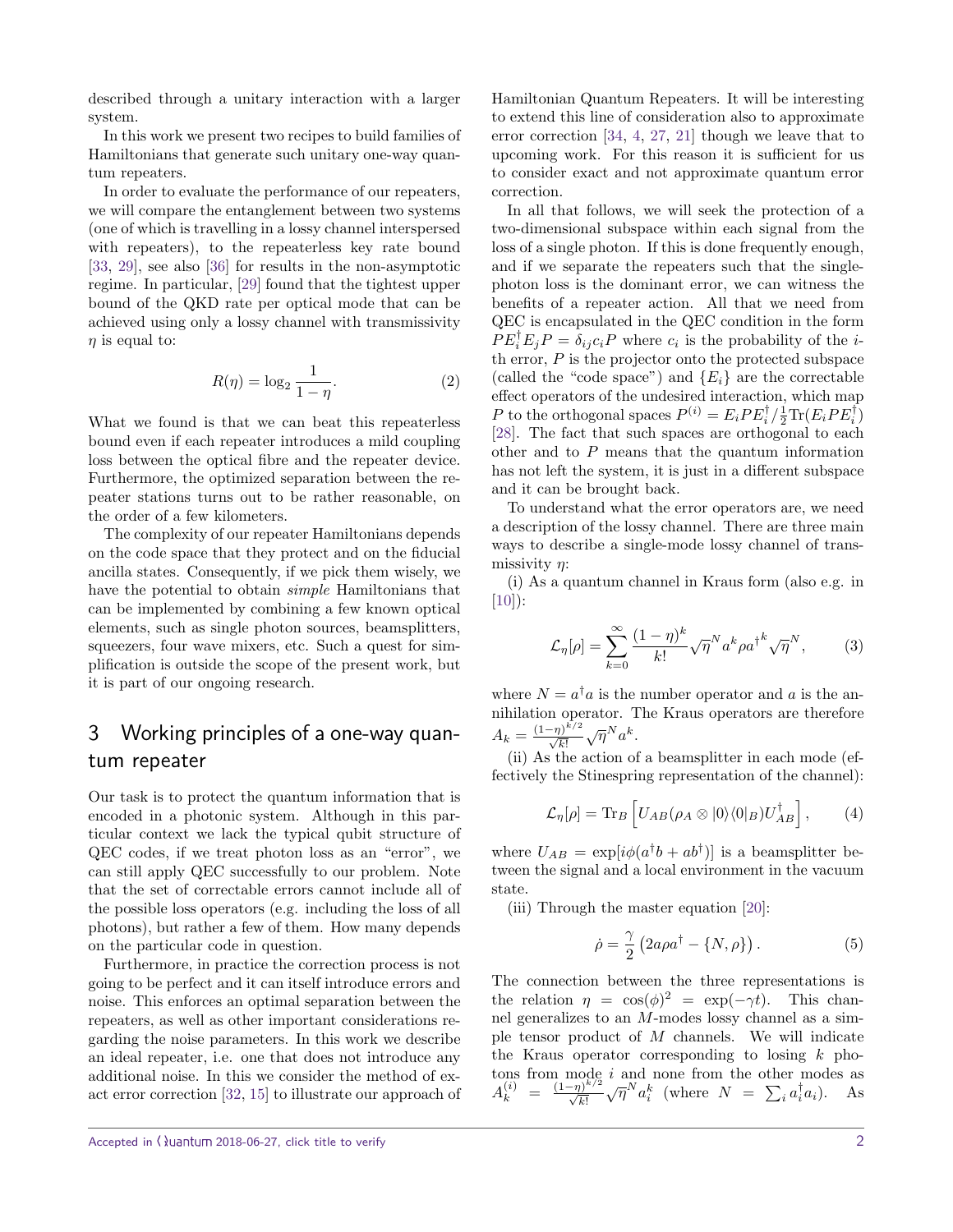described through a unitary interaction with a larger system.

In this work we present two recipes to build families of Hamiltonians that generate such unitary one-way quantum repeaters.

In order to evaluate the performance of our repeaters, we will compare the entanglement between two systems (one of which is travelling in a lossy channel interspersed with repeaters), to the repeaterless key rate bound [33, 29], see also [36] for results in the non-asymptotic regime. In particular, [29] found that the tightest upper bound of the QKD rate per optical mode that can be achieved using only a lossy channel with transmissivity $\eta$ is equal to:

$$R(\eta) = \log_2 \frac{1}{1-\eta}. \tag{2}$$

What we found is that we can beat this repeaterless bound even if each repeater introduces a mild coupling loss between the optical fibre and the repeater device. Furthermore, the optimized separation between the repeater stations turns out to be rather reasonable, on the order of a few kilometers.

The complexity of our repeater Hamiltonians depends on the code space that they protect and on the fiducial ancilla states. Consequently, if we pick them wisely, we have the potential to obtain *simple* Hamiltonians that can be implemented by combining a few known optical elements, such as single photon sources, beamsplitters, squeezers, four wave mixers, etc. Such a quest for simplification is outside the scope of the present work, but it is part of our ongoing research.

## 3 Working principles of a one-way quantum repeater

Our task is to protect the quantum information that is encoded in a photonic system. Although in this particular context we lack the typical qubit structure of QEC codes, if we treat photon loss as an "error", we can still apply QEC successfully to our problem. Note that the set of correctable errors cannot include all of the possible loss operators (e.g. including the loss of all photons), but rather a few of them. How many depends on the particular code in question.

Furthermore, in practice the correction process is not going to be perfect and it can itself introduce errors and noise. This enforces an optimal separation between the repeaters, as well as other important considerations regarding the noise parameters. In this work we describe an ideal repeater, i.e. one that does not introduce any additional noise. In this we consider the method of exact error correction [32, 15] to illustrate our approach of Hamiltonian Quantum Repeaters. It will be interesting to extend this line of consideration also to approximate error correction [34, 4, 27, 21] though we leave that to upcoming work. For this reason it is sufficient for us to consider exact and not approximate quantum error correction.

In all that follows, we will seek the protection of a two-dimensional subspace within each signal from the loss of a single photon. If this is done frequently enough, and if we separate the repeaters such that the single-photon loss is the dominant error, we can witness the benefits of a repeater action. All that we need from QEC is encapsulated in the QEC condition in the form $PE_i^\dagger E_j P = \delta_{ij} c_i P$ where $c_i$ is the probability of the $i$-th error, $P$ is the projector onto the protected subspace (called the "code space") and $\{E_i\}$ are the correctable effect operators of the undesired interaction, which map $P$ to the orthogonal spaces $P^{(i)} = E_i P E_i^\dagger / \frac{1}{2}\mathrm{Tr}(E_i P E_i^\dagger)$ [28]. The fact that such spaces are orthogonal to each other and to $P$ means that the quantum information has not left the system, it is just in a different subspace and it can be brought back.

To understand what the error operators are, we need a description of the lossy channel. There are three main ways to describe a single-mode lossy channel of transmissivity $\eta$:

(i) As a quantum channel in Kraus form (also e.g. in [10]):

$$\mathcal{L}_\eta[\rho] = \sum_{k=0}^{\infty} \frac{(1-\eta)^k}{k!} \sqrt{\eta}^N a^k \rho a^{\dagger k} \sqrt{\eta}^N, \tag{3}$$

where $N = a^\dagger a$ is the number operator and $a$ is the annihilation operator. The Kraus operators are therefore $A_k = \frac{(1-\eta)^{k/2}}{\sqrt{k!}} \sqrt{\eta}^N a^k$.

(ii) As the action of a beamsplitter in each mode (effectively the Stinespring representation of the channel):

$$\mathcal{L}_\eta[\rho] = \mathrm{Tr}_B \left[ U_{AB} (\rho_A \otimes |0\rangle\langle 0|_B) U_{AB}^\dagger \right], \tag{4}$$

where $U_{AB} = \exp[i\phi(a^\dagger b + ab^\dagger)]$ is a beamsplitter between the signal and a local environment in the vacuum state.

(iii) Through the master equation [20]:

$$\dot{\rho} = \frac{\gamma}{2} \left( 2a\rho a^\dagger - \{N, \rho\} \right). \tag{5}$$

The connection between the three representations is the relation $\eta = \cos(\phi)^2 = \exp(-\gamma t)$. This channel generalizes to an $M$-modes lossy channel as a simple tensor product of $M$ channels. We will indicate the Kraus operator corresponding to losing $k$ photons from mode $i$ and none from the other modes as $A_k^{(i)} = \frac{(1-\eta)^{k/2}}{\sqrt{k!}} \sqrt{\eta}^N a_i^k$ (where $N = \sum_i a_i^\dagger a_i$). As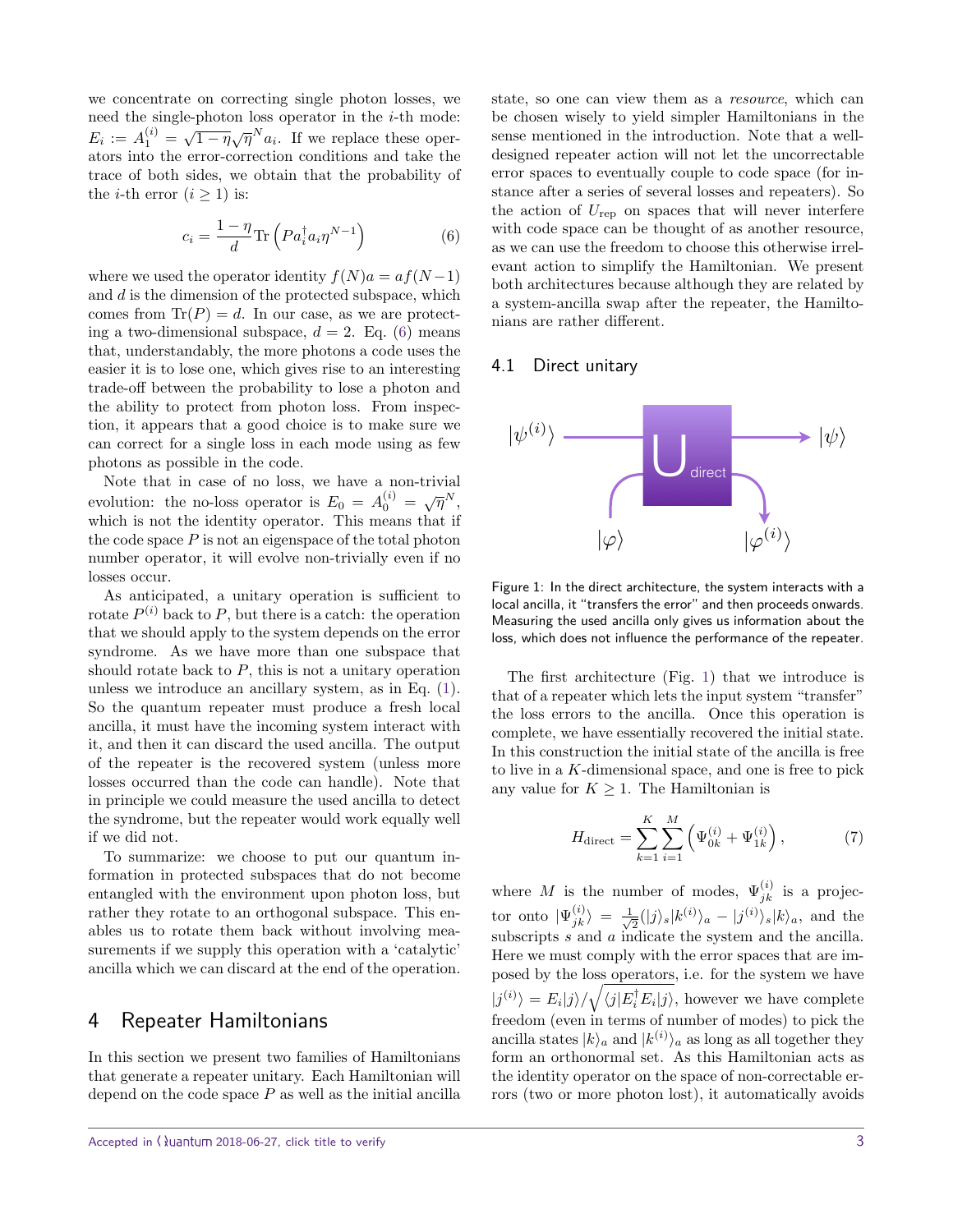we concentrate on correcting single photon losses, we need the single-photon loss operator in the $i$-th mode: $E_i := A_1^{(i)} = \sqrt{1-\eta}\sqrt{\eta}^N a_i$. If we replace these operators into the error-correction conditions and take the trace of both sides, we obtain that the probability of the $i$-th error ($i \geq 1$) is:

$$c_i = \frac{1-\eta}{d}\mathrm{Tr}\left(P a_i^\dagger a_i \eta^{N-1}\right) \tag{6}$$

where we used the operator identity $f(N)a = af(N-1)$ and $d$ is the dimension of the protected subspace, which comes from $\mathrm{Tr}(P) = d$. In our case, as we are protecting a two-dimensional subspace, $d = 2$. Eq. (6) means that, understandably, the more photons a code uses the easier it is to lose one, which gives rise to an interesting trade-off between the probability to lose a photon and the ability to protect from photon loss. From inspection, it appears that a good choice is to make sure we can correct for a single loss in each mode using as few photons as possible in the code.

Note that in case of no loss, we have a non-trivial evolution: the no-loss operator is $E_0 = A_0^{(i)} = \sqrt{\eta}^N$, which is not the identity operator. This means that if the code space $P$ is not an eigenspace of the total photon number operator, it will evolve non-trivially even if no losses occur.

As anticipated, a unitary operation is sufficient to rotate $P^{(i)}$ back to $P$, but there is a catch: the operation that we should apply to the system depends on the error syndrome. As we have more than one subspace that should rotate back to $P$, this is not a unitary operation unless we introduce an ancillary system, as in Eq. (1). So the quantum repeater must produce a fresh local ancilla, it must have the incoming system interact with it, and then it can discard the used ancilla. The output of the repeater is the recovered system (unless more losses occurred than the code can handle). Note that in principle we could measure the used ancilla to detect the syndrome, but the repeater would work equally well if we did not.

To summarize: we choose to put our quantum information in protected subspaces that do not become entangled with the environment upon photon loss, but rather they rotate to an orthogonal subspace. This enables us to rotate them back without involving measurements if we supply this operation with a 'catalytic' ancilla which we can discard at the end of the operation.

## 4 Repeater Hamiltonians

In this section we present two families of Hamiltonians that generate a repeater unitary. Each Hamiltonian will depend on the code space $P$ as well as the initial ancilla state, so one can view them as a *resource*, which can be chosen wisely to yield simpler Hamiltonians in the sense mentioned in the introduction. Note that a well-designed repeater action will not let the uncorrectable error spaces to eventually couple to code space (for instance after a series of several losses and repeaters). So the action of $U_{\text{rep}}$ on spaces that will never interfere with code space can be thought of as another resource, as we can use the freedom to choose this otherwise irrelevant action to simplify the Hamiltonian. We present both architectures because although they are related by a system-ancilla swap after the repeater, the Hamiltonians are rather different.

### 4.1 Direct unitary

Figure 1: In the direct architecture, the system interacts with a local ancilla, it "transfers the error" and then proceeds onwards. Measuring the used ancilla only gives us information about the loss, which does not influence the performance of the repeater.

The first architecture (Fig. 1) that we introduce is that of a repeater which lets the input system "transfer" the loss errors to the ancilla. Once this operation is complete, we have essentially recovered the initial state. In this construction the initial state of the ancilla is free to live in a $K$-dimensional space, and one is free to pick any value for $K \geq 1$. The Hamiltonian is

$$H_{\text{direct}} = \sum_{k=1}^{K}\sum_{i=1}^{M}\left(\Psi_{0k}^{(i)} + \Psi_{1k}^{(i)}\right), \tag{7}$$

where $M$ is the number of modes, $\Psi_{jk}^{(i)}$ is a projector onto $|\Psi_{jk}^{(i)}\rangle = \frac{1}{\sqrt{2}}(|j\rangle_s|k^{(i)}\rangle_a - |j^{(i)}\rangle_s|k\rangle_a$, and the subscripts $s$ and $a$ indicate the system and the ancilla. Here we must comply with the error spaces that are imposed by the loss operators, i.e. for the system we have $|j^{(i)}\rangle = E_i|j\rangle/\sqrt{\langle j|E_i^\dagger E_i|j\rangle}$, however we have complete freedom (even in terms of number of modes) to pick the ancilla states $|k\rangle_a$ and $|k^{(i)}\rangle_a$ as long as all together they form an orthonormal set. As this Hamiltonian acts as the identity operator on the space of non-correctable errors (two or more photon lost), it automatically avoids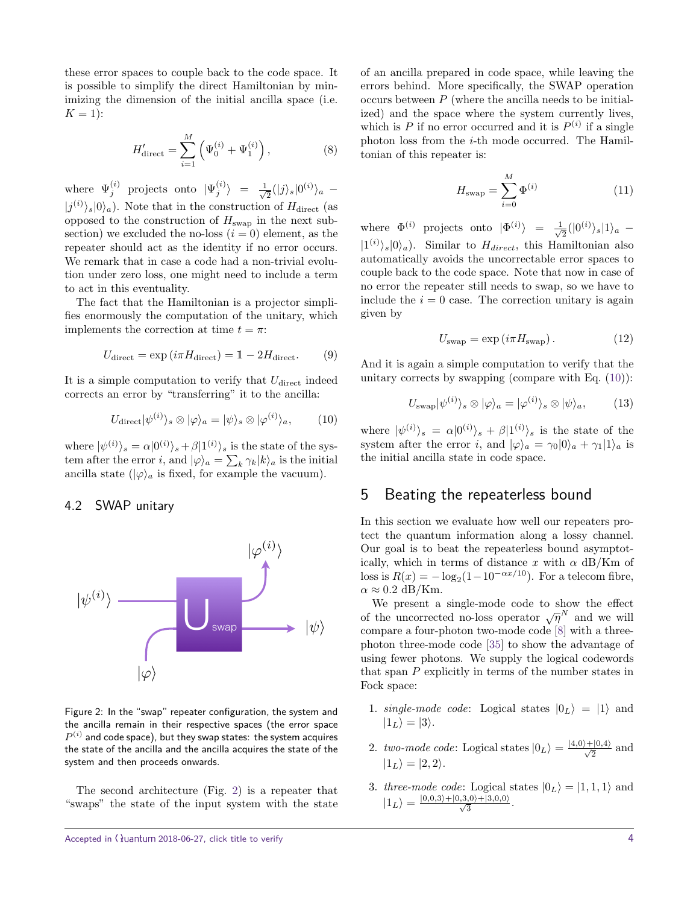these error spaces to couple back to the code space. It is possible to simplify the direct Hamiltonian by minimizing the dimension of the initial ancilla space (i.e. $K = 1$):

$$H'_{\text{direct}} = \sum_{i=1}^{M} \left( \Psi_0^{(i)} + \Psi_1^{(i)} \right), \tag{8}$$

where $\Psi_j^{(i)}$ projects onto $|\Psi_j^{(i)}\rangle = \frac{1}{\sqrt{2}}(|j\rangle_s|0^{(i)}\rangle_a - |j^{(i)}\rangle_s|0\rangle_a)$. Note that in the construction of $H_{\text{direct}}$ (as opposed to the construction of $H_{\text{swap}}$ in the next subsection) we excluded the no-loss ($i = 0$) element, as the repeater should act as the identity if no error occurs. We remark that in case a code had a non-trivial evolution under zero loss, one might need to include a term to act in this eventuality.

The fact that the Hamiltonian is a projector simplifies enormously the computation of the unitary, which implements the correction at time $t = \pi$:

$$U_{\text{direct}} = \exp\left(i\pi H_{\text{direct}}\right) = \mathbb{1} - 2H_{\text{direct}}. \tag{9}$$

It is a simple computation to verify that $U_{\text{direct}}$ indeed corrects an error by "transferring" it to the ancilla:

$$U_{\text{direct}}|\psi^{(i)}\rangle_s \otimes |\varphi\rangle_a = |\psi\rangle_s \otimes |\varphi^{(i)}\rangle_a, \tag{10}$$

where $|\psi^{(i)}\rangle_s = \alpha|0^{(i)}\rangle_s + \beta|1^{(i)}\rangle_s$ is the state of the system after the error $i$, and $|\varphi\rangle_a = \sum_k \gamma_k |k\rangle_a$ is the initial ancilla state ($|\varphi\rangle_a$ is fixed, for example the vacuum).

### 4.2 SWAP unitary

Figure 2: In the "swap" repeater configuration, the system and the ancilla remain in their respective spaces (the error space $P^{(i)}$ and code space), but they swap states: the system acquires the state of the ancilla and the ancilla acquires the state of the system and then proceeds onwards.

The second architecture (Fig. 2) is a repeater that "swaps" the state of the input system with the state of an ancilla prepared in code space, while leaving the errors behind. More specifically, the SWAP operation occurs between $P$ (where the ancilla needs to be initialized) and the space where the system currently lives, which is $P$ if no error occurred and it is $P^{(i)}$ if a single photon loss from the $i$-th mode occurred. The Hamiltonian of this repeater is:

$$H_{\text{swap}} = \sum_{i=0}^{M} \Phi^{(i)} \tag{11}$$

where $\Phi^{(i)}$ projects onto $|\Phi^{(i)}\rangle = \frac{1}{\sqrt{2}}(|0^{(i)}\rangle_s|1\rangle_a - |1^{(i)}\rangle_s|0\rangle_a)$. Similar to $H_{direct}$, this Hamiltonian also automatically avoids the uncorrectable error spaces to couple back to the code space. Note that now in case of no error the repeater still needs to swap, so we have to include the $i = 0$ case. The correction unitary is again given by

$$U_{\text{swap}} = \exp\left(i\pi H_{\text{swap}}\right). \tag{12}$$

And it is again a simple computation to verify that the unitary corrects by swapping (compare with Eq. (10)):

$$U_{\text{swap}}|\psi^{(i)}\rangle_s \otimes |\varphi\rangle_a = |\varphi^{(i)}\rangle_s \otimes |\psi\rangle_a, \tag{13}$$

where $|\psi^{(i)}\rangle_s = \alpha|0^{(i)}\rangle_s + \beta|1^{(i)}\rangle_s$ is the state of the system after the error $i$, and $|\varphi\rangle_a = \gamma_0|0\rangle_a + \gamma_1|1\rangle_a$ is the initial ancilla state in code space.

## 5 Beating the repeaterless bound

In this section we evaluate how well our repeaters protect the quantum information along a lossy channel. Our goal is to beat the repeaterless bound asymptotically, which in terms of distance $x$ with $\alpha$ dB/Km of loss is $R(x) = -\log_2(1 - 10^{-\alpha x/10})$. For a telecom fibre, $\alpha \approx 0.2$ dB/Km.

We present a single-mode code to show the effect of the uncorrected no-loss operator $\sqrt{\eta}^N$ and we will compare a four-photon two-mode code [8] with a three-photon three-mode code [35] to show the advantage of using fewer photons. We supply the logical codewords that span $P$ explicitly in terms of the number states in Fock space:

1. *single-mode code*: Logical states $|0_L\rangle = |1\rangle$ and $|1_L\rangle = |3\rangle$.
2. *two-mode code*: Logical states $|0_L\rangle = \frac{|4,0\rangle + |0,4\rangle}{\sqrt{2}}$ and $|1_L\rangle = |2,2\rangle$.
3. *three-mode code*: Logical states $|0_L\rangle = |1,1,1\rangle$ and $|1_L\rangle = \frac{|0,0,3\rangle + |0,3,0\rangle + |3,0,0\rangle}{\sqrt{3}}$.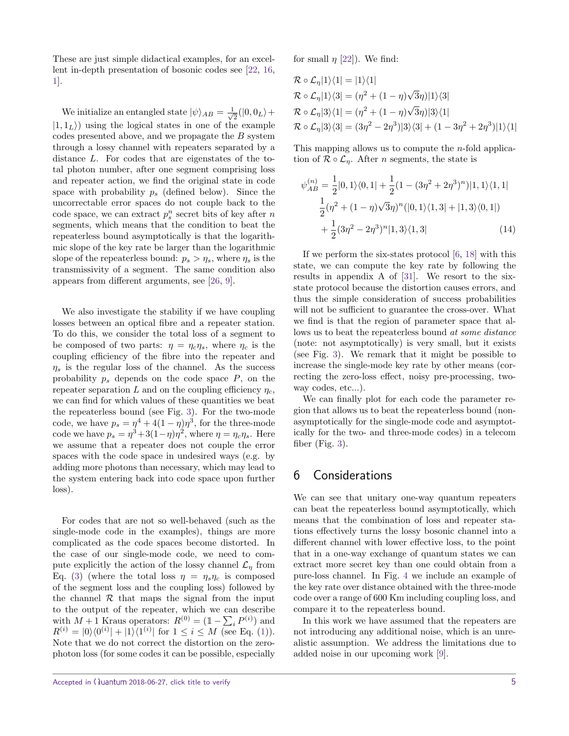These are just simple didactical examples, for an excellent in-depth presentation of bosonic codes see [22, 16, 1].

We initialize an entangled state $|\psi\rangle_{AB} = \frac{1}{\sqrt{2}}(|0, 0_L\rangle + |1, 1_L\rangle)$ using the logical states in one of the example codes presented above, and we propagate the $B$ system through a lossy channel with repeaters separated by a distance $L$. For codes that are eigenstates of the total photon number, after one segment comprising loss and repeater action, we find the original state in code space with probability $p_s$ (defined below). Since the uncorrectable error spaces do not couple back to the code space, we can extract $p_s^n$ secret bits of key after $n$ segments, which means that the condition to beat the repeaterless bound asymptotically is that the logarithmic slope of the key rate be larger than the logarithmic slope of the repeaterless bound: $p_s > \eta_s$, where $\eta_s$ is the transmissivity of a segment. The same condition also appears from different arguments, see [26, 9].

We also investigate the stability if we have coupling losses between an optical fibre and a repeater station. To do this, we consider the total loss of a segment to be composed of two parts: $\eta = \eta_c \eta_s$, where $\eta_c$ is the coupling efficiency of the fibre into the repeater and $\eta_s$ is the regular loss of the channel. As the success probability $p_s$ depends on the code space $P$, on the repeater separation $L$ and on the coupling efficiency $\eta_c$, we can find for which values of these quantities we beat the repeaterless bound (see Fig. 3). For the two-mode code, we have $p_s = \eta^4 + 4(1-\eta)\eta^3$, for the three-mode code we have $p_s = \eta^3 + 3(1-\eta)\eta^2$, where $\eta = \eta_c \eta_s$. Here we assume that a repeater does not couple the error spaces with the code space in undesired ways (e.g. by adding more photons than necessary, which may lead to the system entering back into code space upon further loss).

For codes that are not so well-behaved (such as the single-mode code in the examples), things are more complicated as the code spaces become distorted. In the case of our single-mode code, we need to compute explicitly the action of the lossy channel $\mathcal{L}_\eta$ from Eq. (3) (where the total loss $\eta = \eta_s \eta_c$ is composed of the segment loss and the coupling loss) followed by the channel $\mathcal{R}$ that maps the signal from the input to the output of the repeater, which we can describe with $M+1$ Kraus operators: $R^{(0)} = (\mathbb{1} - \sum_i P^{(i)})$ and $R^{(i)} = |0\rangle\langle 0^{(i)}| + |1\rangle\langle 1^{(i)}|$ for $1 \leq i \leq M$ (see Eq. (1)). Note that we do not correct the distortion on the zero-photon loss (for some codes it can be possible, especially for small $\eta$ [22]). We find:

$$
\begin{aligned}
&\mathcal{R} \circ \mathcal{L}_\eta |1\rangle\langle 1| = |1\rangle\langle 1| \\
&\mathcal{R} \circ \mathcal{L}_\eta |1\rangle\langle 3| = (\eta^2 + (1-\eta)\sqrt{3}\eta)|1\rangle\langle 3| \\
&\mathcal{R} \circ \mathcal{L}_\eta |3\rangle\langle 1| = (\eta^2 + (1-\eta)\sqrt{3}\eta)|3\rangle\langle 1| \\
&\mathcal{R} \circ \mathcal{L}_\eta |3\rangle\langle 3| = (3\eta^2 - 2\eta^3)|3\rangle\langle 3| + (1 - 3\eta^2 + 2\eta^3)|1\rangle\langle 1|
\end{aligned}
$$

This mapping allows us to compute the $n$-fold application of $\mathcal{R} \circ \mathcal{L}_\eta$. After $n$ segments, the state is

$$
\begin{aligned}
\psi_{AB}^{(n)} = &\frac{1}{2}|0,1\rangle\langle 0,1| + \frac{1}{2}(1 - (3\eta^2 + 2\eta^3)^n)|1,1\rangle\langle 1,1| \\
&\frac{1}{2}(\eta^2 + (1-\eta)\sqrt{3}\eta)^n(|0,1\rangle\langle 1,3| + |1,3\rangle\langle 0,1|) \\
&+ \frac{1}{2}(3\eta^2 - 2\eta^3)^n|1,3\rangle\langle 1,3| \qquad (14)
\end{aligned}
$$

If we perform the six-states protocol [6, 18] with this state, we can compute the key rate by following the results in appendix A of [31]. We resort to the six-state protocol because the distortion causes errors, and thus the simple consideration of success probabilities will not be sufficient to guarantee the cross-over. What we find is that the region of parameter space that allows us to beat the repeaterless bound *at some distance* (note: not asymptotically) is very small, but it exists (see Fig. 3). We remark that it might be possible to increase the single-mode key rate by other means (correcting the zero-loss effect, noisy pre-processing, two-way codes, etc...).

We can finally plot for each code the parameter region that allows us to beat the repeaterless bound (non-asymptotically for the single-mode code and asymptotically for the two- and three-mode codes) in a telecom fiber (Fig. 3).

## 6 Considerations

We can see that unitary one-way quantum repeaters can beat the repeaterless bound asymptotically, which means that the combination of loss and repeater stations effectively turns the lossy bosonic channel into a different channel with lower effective loss, to the point that in a one-way exchange of quantum states we can extract more secret key than one could obtain from a pure-loss channel. In Fig. 4 we include an example of the key rate over distance obtained with the three-mode code over a range of 600 Km including coupling loss, and compare it to the repeaterless bound.

In this work we have assumed that the repeaters are not introducing any additional noise, which is an unrealistic assumption. We address the limitations due to added noise in our upcoming work [9].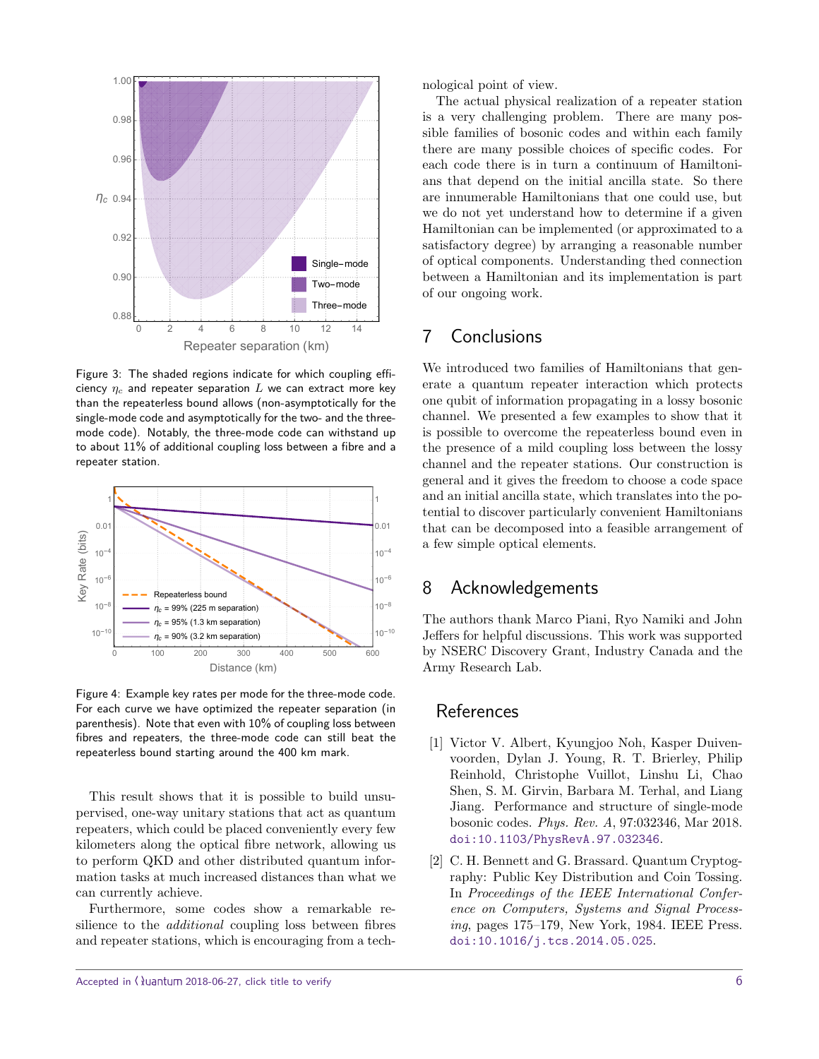Figure 3: The shaded regions indicate for which coupling efficiency $\eta_c$ and repeater separation $L$ we can extract more key than the repeaterless bound allows (non-asymptotically for the single-mode code and asymptotically for the two- and the three-mode code). Notably, the three-mode code can withstand up to about 11% of additional coupling loss between a fibre and a repeater station.

Figure 4: Example key rates per mode for the three-mode code. For each curve we have optimized the repeater separation (in parenthesis). Note that even with 10% of coupling loss between fibres and repeaters, the three-mode code can still beat the repeaterless bound starting around the 400 km mark.

This result shows that it is possible to build unsupervised, one-way unitary stations that act as quantum repeaters, which could be placed conveniently every few kilometers along the optical fibre network, allowing us to perform QKD and other distributed quantum information tasks at much increased distances than what we can currently achieve.

Furthermore, some codes show a remarkable resilience to the *additional* coupling loss between fibres and repeater stations, which is encouraging from a technological point of view.

The actual physical realization of a repeater station is a very challenging problem. There are many possible families of bosonic codes and within each family there are many possible choices of specific codes. For each code there is in turn a continuum of Hamiltonians that depend on the initial ancilla state. So there are innumerable Hamiltonians that one could use, but we do not yet understand how to determine if a given Hamiltonian can be implemented (or approximated to a satisfactory degree) by arranging a reasonable number of optical components. Understanding thed connection between a Hamiltonian and its implementation is part of our ongoing work.

## 7 Conclusions

We introduced two families of Hamiltonians that generate a quantum repeater interaction which protects one qubit of information propagating in a lossy bosonic channel. We presented a few examples to show that it is possible to overcome the repeaterless bound even in the presence of a mild coupling loss between the lossy channel and the repeater stations. Our construction is general and it gives the freedom to choose a code space and an initial ancilla state, which translates into the potential to discover particularly convenient Hamiltonians that can be decomposed into a feasible arrangement of a few simple optical elements.

## 8 Acknowledgements

The authors thank Marco Piani, Ryo Namiki and John Jeffers for helpful discussions. This work was supported by NSERC Discovery Grant, Industry Canada and the Army Research Lab.

## References

[1] Victor V. Albert, Kyungjoo Noh, Kasper Duivenvoorden, Dylan J. Young, R. T. Brierley, Philip Reinhold, Christophe Vuillot, Linshu Li, Chao Shen, S. M. Girvin, Barbara M. Terhal, and Liang Jiang. Performance and structure of single-mode bosonic codes. *Phys. Rev. A*, 97:032346, Mar 2018. doi:10.1103/PhysRevA.97.032346.

[2] C. H. Bennett and G. Brassard. Quantum Cryptography: Public Key Distribution and Coin Tossing. In *Proceedings of the IEEE International Conference on Computers, Systems and Signal Processing*, pages 175–179, New York, 1984. IEEE Press. doi:10.1016/j.tcs.2014.05.025.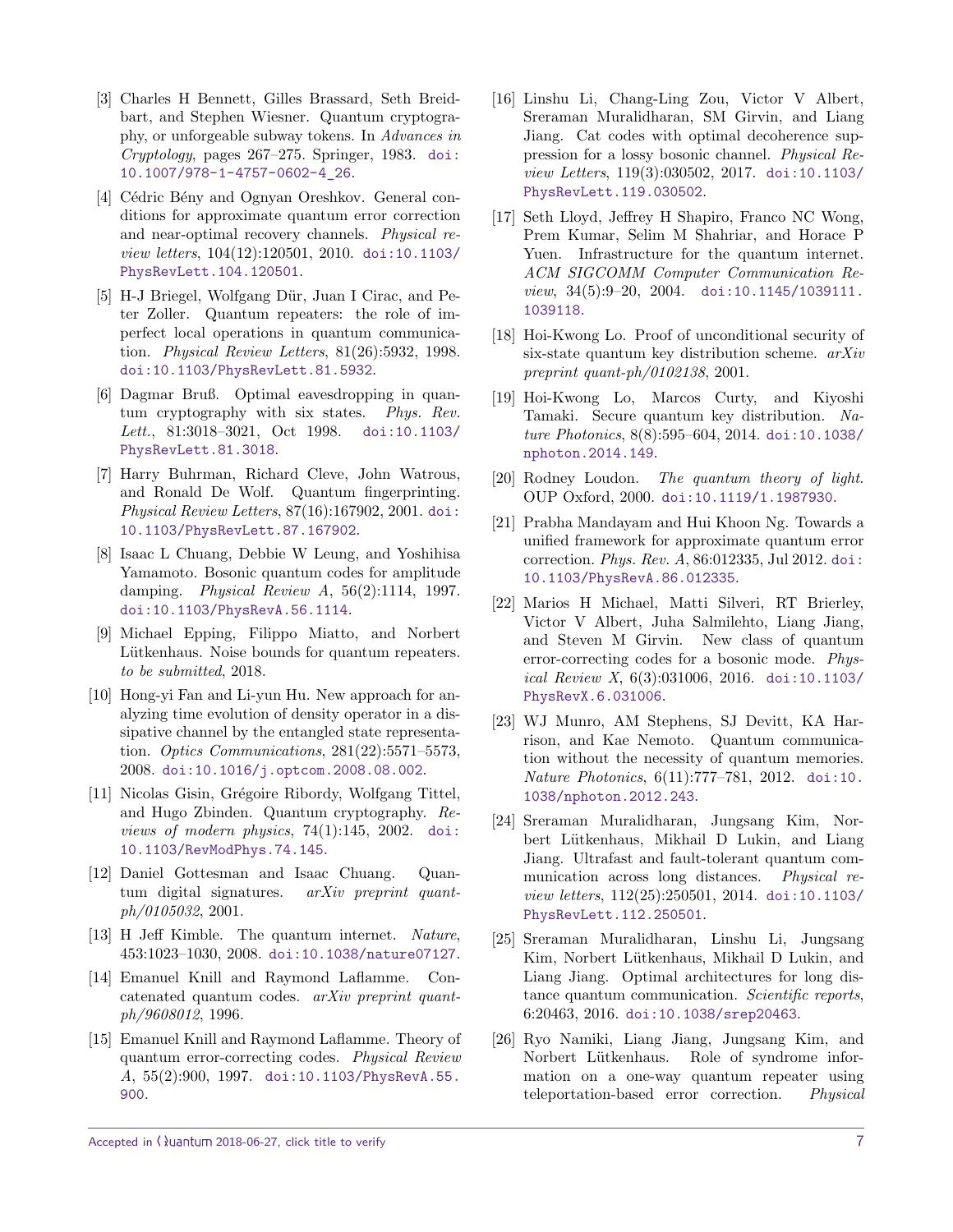[3] Charles H Bennett, Gilles Brassard, Seth Breidbart, and Stephen Wiesner. Quantum cryptography, or unforgeable subway tokens. In *Advances in Cryptology*, pages 267–275. Springer, 1983. doi:10.1007/978-1-4757-0602-4_26.

[4] Cédric Bény and Ognyan Oreshkov. General conditions for approximate quantum error correction and near-optimal recovery channels. *Physical review letters*, 104(12):120501, 2010. doi:10.1103/PhysRevLett.104.120501.

[5] H-J Briegel, Wolfgang Dür, Juan I Cirac, and Peter Zoller. Quantum repeaters: the role of imperfect local operations in quantum communication. *Physical Review Letters*, 81(26):5932, 1998. doi:10.1103/PhysRevLett.81.5932.

[6] Dagmar Bruß. Optimal eavesdropping in quantum cryptography with six states. *Phys. Rev. Lett.*, 81:3018–3021, Oct 1998. doi:10.1103/PhysRevLett.81.3018.

[7] Harry Buhrman, Richard Cleve, John Watrous, and Ronald De Wolf. Quantum fingerprinting. *Physical Review Letters*, 87(16):167902, 2001. doi:10.1103/PhysRevLett.87.167902.

[8] Isaac L Chuang, Debbie W Leung, and Yoshihisa Yamamoto. Bosonic quantum codes for amplitude damping. *Physical Review A*, 56(2):1114, 1997. doi:10.1103/PhysRevA.56.1114.

[9] Michael Epping, Filippo Miatto, and Norbert Lütkenhaus. Noise bounds for quantum repeaters. *to be submitted*, 2018.

[10] Hong-yi Fan and Li-yun Hu. New approach for analyzing time evolution of density operator in a dissipative channel by the entangled state representation. *Optics Communications*, 281(22):5571–5573, 2008. doi:10.1016/j.optcom.2008.08.002.

[11] Nicolas Gisin, Grégoire Ribordy, Wolfgang Tittel, and Hugo Zbinden. Quantum cryptography. *Reviews of modern physics*, 74(1):145, 2002. doi:10.1103/RevModPhys.74.145.

[12] Daniel Gottesman and Isaac Chuang. Quantum digital signatures. *arXiv preprint quant-ph/0105032*, 2001.

[13] H Jeff Kimble. The quantum internet. *Nature*, 453:1023–1030, 2008. doi:10.1038/nature07127.

[14] Emanuel Knill and Raymond Laflamme. Concatenated quantum codes. *arXiv preprint quant-ph/9608012*, 1996.

[15] Emanuel Knill and Raymond Laflamme. Theory of quantum error-correcting codes. *Physical Review A*, 55(2):900, 1997. doi:10.1103/PhysRevA.55.900.

[16] Linshu Li, Chang-Ling Zou, Victor V Albert, Sreraman Muralidharan, SM Girvin, and Liang Jiang. Cat codes with optimal decoherence suppression for a lossy bosonic channel. *Physical Review Letters*, 119(3):030502, 2017. doi:10.1103/PhysRevLett.119.030502.

[17] Seth Lloyd, Jeffrey H Shapiro, Franco NC Wong, Prem Kumar, Selim M Shahriar, and Horace P Yuen. Infrastructure for the quantum internet. *ACM SIGCOMM Computer Communication Review*, 34(5):9–20, 2004. doi:10.1145/1039111.1039118.

[18] Hoi-Kwong Lo. Proof of unconditional security of six-state quantum key distribution scheme. *arXiv preprint quant-ph/0102138*, 2001.

[19] Hoi-Kwong Lo, Marcos Curty, and Kiyoshi Tamaki. Secure quantum key distribution. *Nature Photonics*, 8(8):595–604, 2014. doi:10.1038/nphoton.2014.149.

[20] Rodney Loudon. *The quantum theory of light*. OUP Oxford, 2000. doi:10.1119/1.1987930.

[21] Prabha Mandayam and Hui Khoon Ng. Towards a unified framework for approximate quantum error correction. *Phys. Rev. A*, 86:012335, Jul 2012. doi:10.1103/PhysRevA.86.012335.

[22] Marios H Michael, Matti Silveri, RT Brierley, Victor V Albert, Juha Salmilehto, Liang Jiang, and Steven M Girvin. New class of quantum error-correcting codes for a bosonic mode. *Physical Review X*, 6(3):031006, 2016. doi:10.1103/PhysRevX.6.031006.

[23] WJ Munro, AM Stephens, SJ Devitt, KA Harrison, and Kae Nemoto. Quantum communication without the necessity of quantum memories. *Nature Photonics*, 6(11):777–781, 2012. doi:10.1038/nphoton.2012.243.

[24] Sreraman Muralidharan, Jungsang Kim, Norbert Lütkenhaus, Mikhail D Lukin, and Liang Jiang. Ultrafast and fault-tolerant quantum communication across long distances. *Physical review letters*, 112(25):250501, 2014. doi:10.1103/PhysRevLett.112.250501.

[25] Sreraman Muralidharan, Linshu Li, Jungsang Kim, Norbert Lütkenhaus, Mikhail D Lukin, and Liang Jiang. Optimal architectures for long distance quantum communication. *Scientific reports*, 6:20463, 2016. doi:10.1038/srep20463.

[26] Ryo Namiki, Liang Jiang, Jungsang Kim, and Norbert Lütkenhaus. Role of syndrome information on a one-way quantum repeater using teleportation-based error correction. *Physical*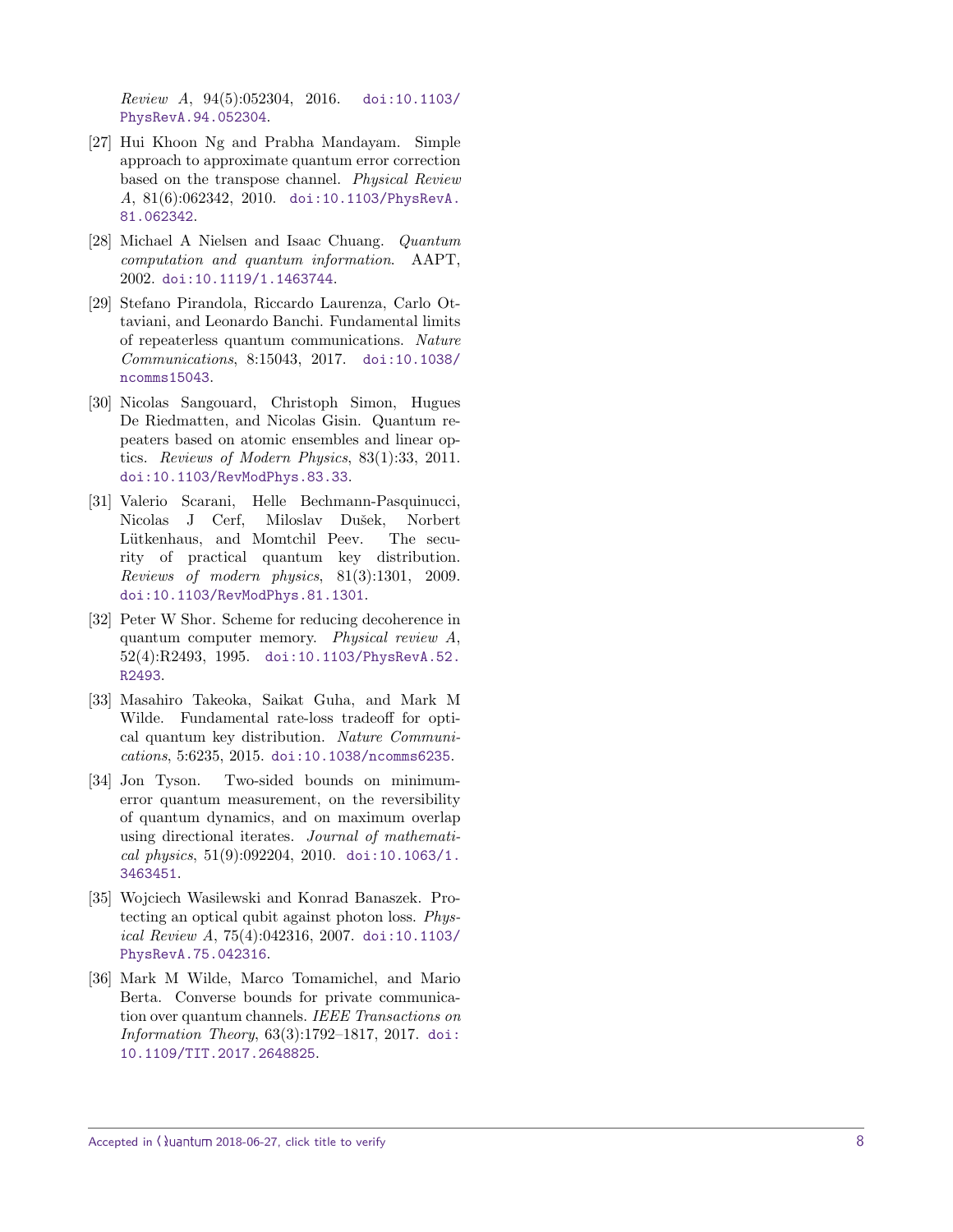*Review A*, 94(5):052304, 2016. doi:10.1103/PhysRevA.94.052304.

[27] Hui Khoon Ng and Prabha Mandayam. Simple approach to approximate quantum error correction based on the transpose channel. *Physical Review A*, 81(6):062342, 2010. doi:10.1103/PhysRevA.81.062342.

[28] Michael A Nielsen and Isaac Chuang. *Quantum computation and quantum information*. AAPT, 2002. doi:10.1119/1.1463744.

[29] Stefano Pirandola, Riccardo Laurenza, Carlo Ottaviani, and Leonardo Banchi. Fundamental limits of repeaterless quantum communications. *Nature Communications*, 8:15043, 2017. doi:10.1038/ncomms15043.

[30] Nicolas Sangouard, Christoph Simon, Hugues De Riedmatten, and Nicolas Gisin. Quantum repeaters based on atomic ensembles and linear optics. *Reviews of Modern Physics*, 83(1):33, 2011. doi:10.1103/RevModPhys.83.33.

[31] Valerio Scarani, Helle Bechmann-Pasquinucci, Nicolas J Cerf, Miloslav Dušek, Norbert Lütkenhaus, and Momtchil Peev. The security of practical quantum key distribution. *Reviews of modern physics*, 81(3):1301, 2009. doi:10.1103/RevModPhys.81.1301.

[32] Peter W Shor. Scheme for reducing decoherence in quantum computer memory. *Physical review A*, 52(4):R2493, 1995. doi:10.1103/PhysRevA.52.R2493.

[33] Masahiro Takeoka, Saikat Guha, and Mark M Wilde. Fundamental rate-loss tradeoff for optical quantum key distribution. *Nature Communications*, 5:6235, 2015. doi:10.1038/ncomms6235.

[34] Jon Tyson. Two-sided bounds on minimum-error quantum measurement, on the reversibility of quantum dynamics, and on maximum overlap using directional iterates. *Journal of mathematical physics*, 51(9):092204, 2010. doi:10.1063/1.3463451.

[35] Wojciech Wasilewski and Konrad Banaszek. Protecting an optical qubit against photon loss. *Physical Review A*, 75(4):042316, 2007. doi:10.1103/PhysRevA.75.042316.

[36] Mark M Wilde, Marco Tomamichel, and Mario Berta. Converse bounds for private communication over quantum channels. *IEEE Transactions on Information Theory*, 63(3):1792–1817, 2017. doi:10.1109/TIT.2017.2648825.